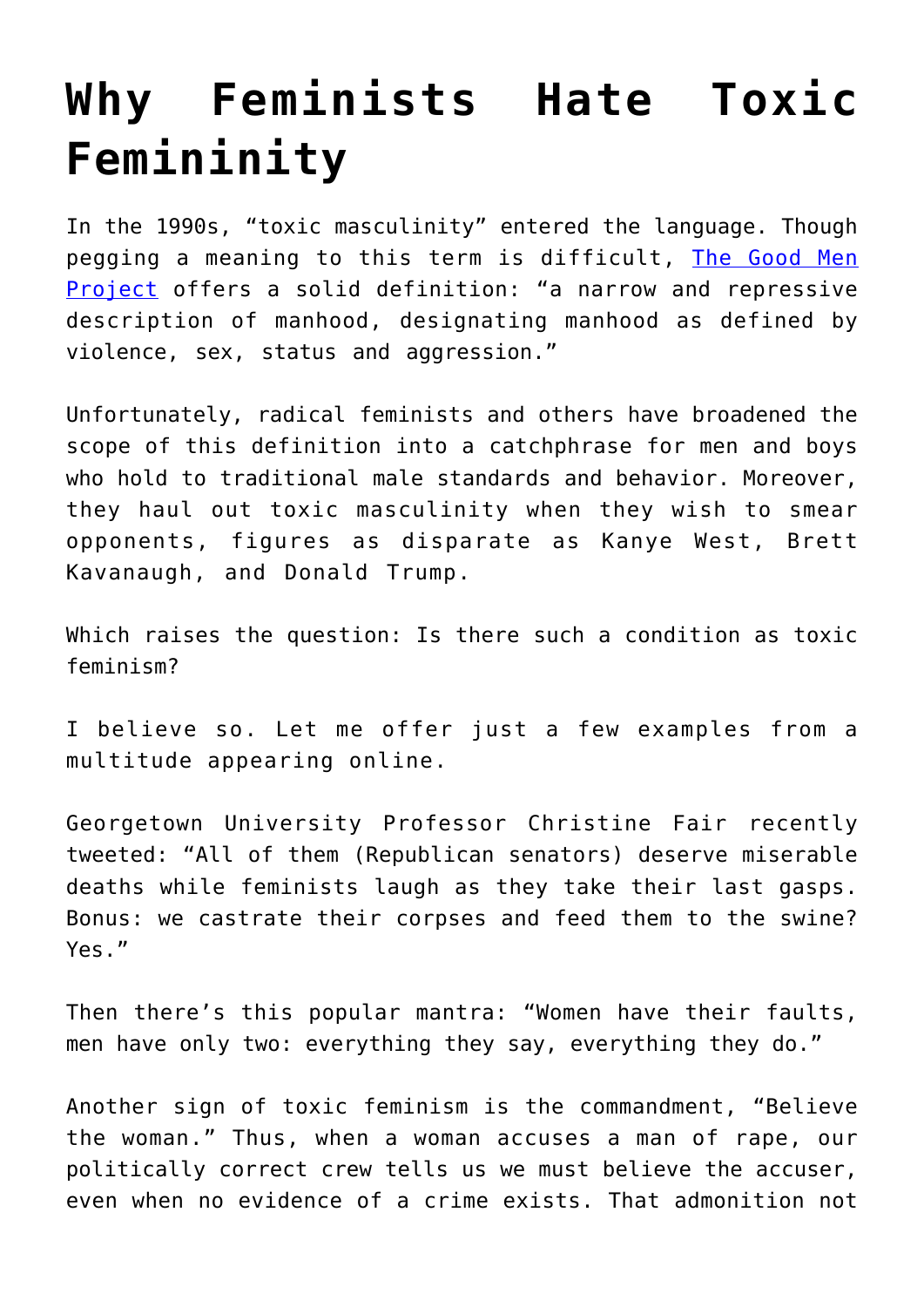# Why Feminists Hate Toxic Femininity

In the 1990s, "toxic masculinity" entered the language. Though pegging a meaning to this term is difficult, [The Good Men Project]() offers a solid definition: "a narrow and repressive description of manhood, designating manhood as defined by violence, sex, status and aggression."

Unfortunately, radical feminists and others have broadened the scope of this definition into a catchphrase for men and boys who hold to traditional male standards and behavior. Moreover, they haul out toxic masculinity when they wish to smear opponents, figures as disparate as Kanye West, Brett Kavanaugh, and Donald Trump.

Which raises the question: Is there such a condition as toxic feminism?

I believe so. Let me offer just a few examples from a multitude appearing online.

Georgetown University Professor Christine Fair recently tweeted: "All of them (Republican senators) deserve miserable deaths while feminists laugh as they take their last gasps. Bonus: we castrate their corpses and feed them to the swine? Yes."

Then there's this popular mantra: "Women have their faults, men have only two: everything they say, everything they do."

Another sign of toxic feminism is the commandment, "Believe the woman." Thus, when a woman accuses a man of rape, our politically correct crew tells us we must believe the accuser, even when no evidence of a crime exists. That admonition not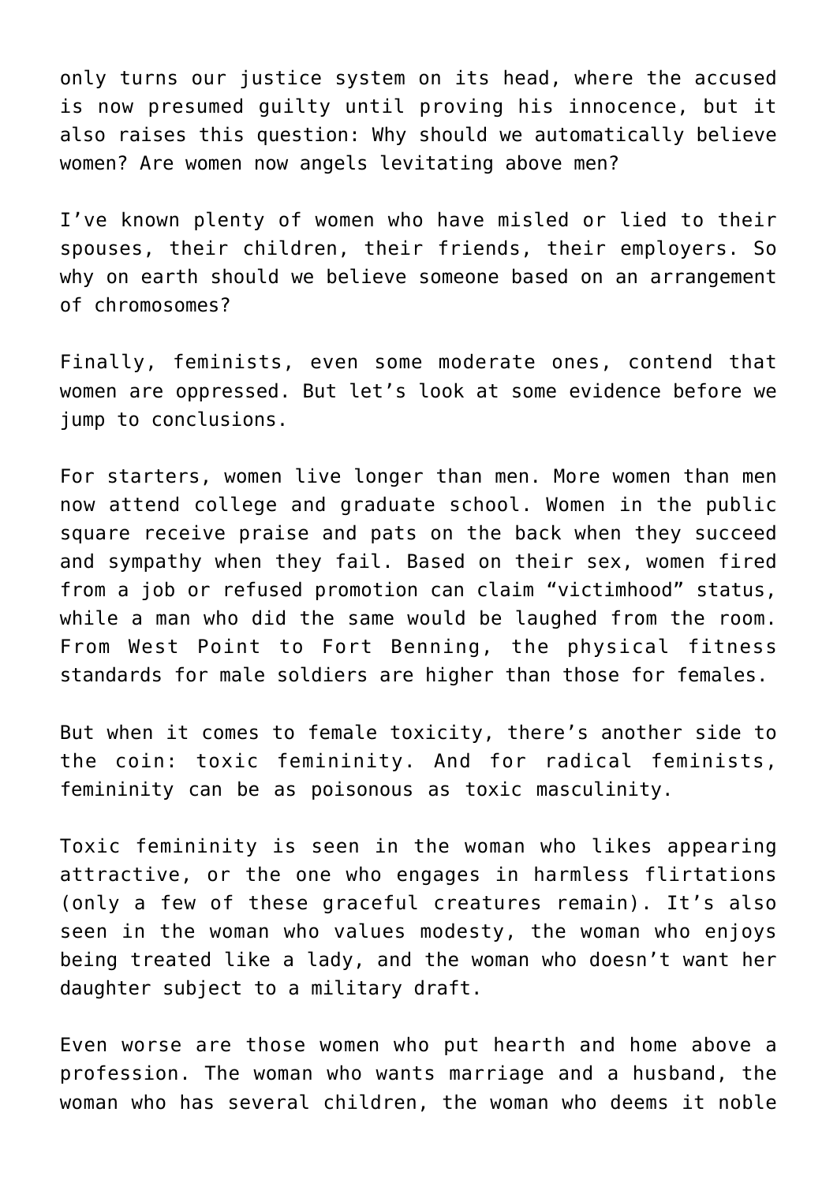only turns our justice system on its head, where the accused is now presumed guilty until proving his innocence, but it also raises this question: Why should we automatically believe women? Are women now angels levitating above men?

I've known plenty of women who have misled or lied to their spouses, their children, their friends, their employers. So why on earth should we believe someone based on an arrangement of chromosomes?

Finally, feminists, even some moderate ones, contend that women are oppressed. But let's look at some evidence before we jump to conclusions.

For starters, women live longer than men. More women than men now attend college and graduate school. Women in the public square receive praise and pats on the back when they succeed and sympathy when they fail. Based on their sex, women fired from a job or refused promotion can claim "victimhood" status, while a man who did the same would be laughed from the room. From West Point to Fort Benning, the physical fitness standards for male soldiers are higher than those for females.

But when it comes to female toxicity, there's another side to the coin: toxic femininity. And for radical feminists, femininity can be as poisonous as toxic masculinity.

Toxic femininity is seen in the woman who likes appearing attractive, or the one who engages in harmless flirtations (only a few of these graceful creatures remain). It's also seen in the woman who values modesty, the woman who enjoys being treated like a lady, and the woman who doesn't want her daughter subject to a military draft.

Even worse are those women who put hearth and home above a profession. The woman who wants marriage and a husband, the woman who has several children, the woman who deems it noble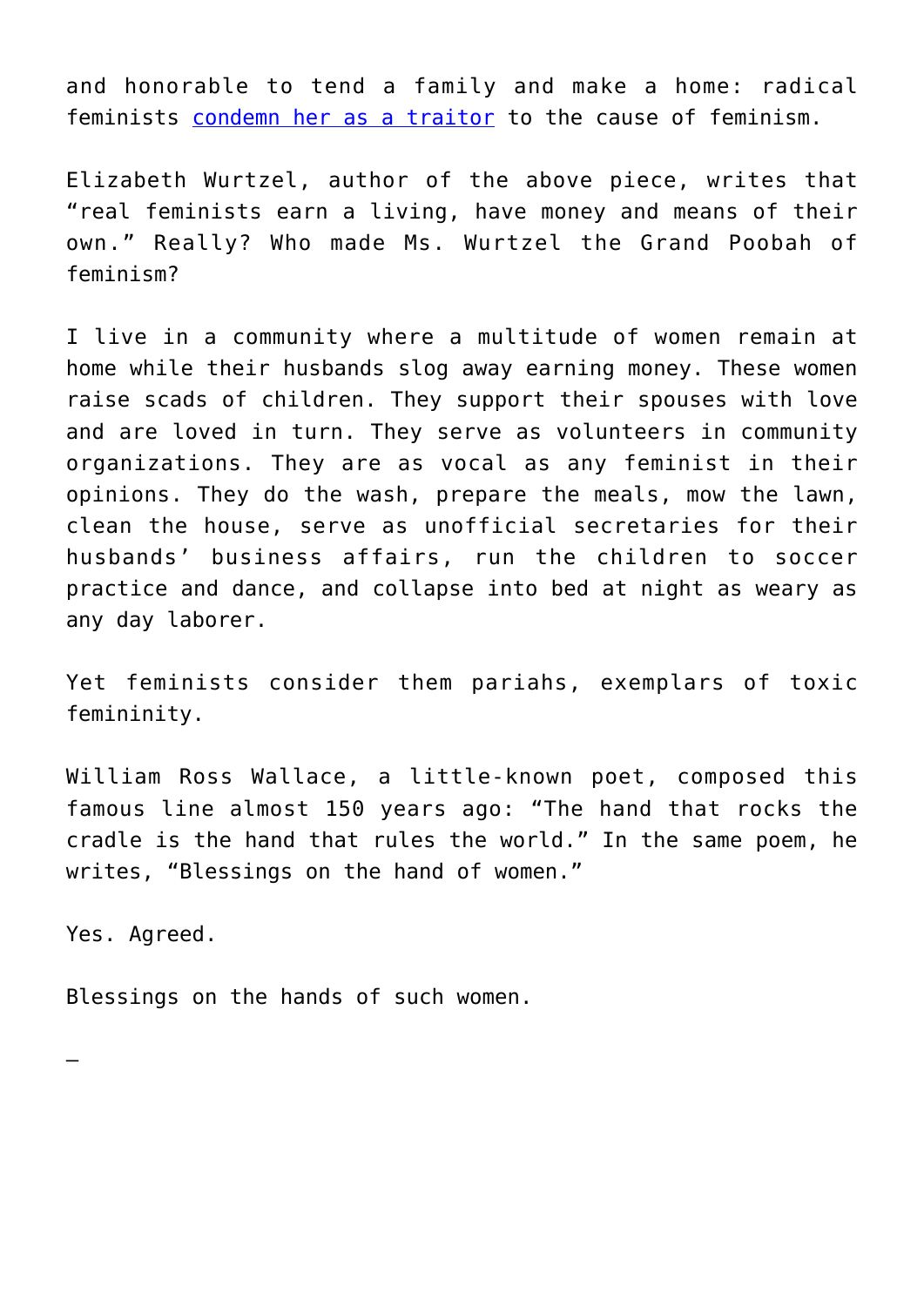and honorable to tend a family and make a home: radical feminists [condemn her as a traitor] to the cause of feminism.

Elizabeth Wurtzel, author of the above piece, writes that "real feminists earn a living, have money and means of their own." Really? Who made Ms. Wurtzel the Grand Poobah of feminism?

I live in a community where a multitude of women remain at home while their husbands slog away earning money. These women raise scads of children. They support their spouses with love and are loved in turn. They serve as volunteers in community organizations. They are as vocal as any feminist in their opinions. They do the wash, prepare the meals, mow the lawn, clean the house, serve as unofficial secretaries for their husbands' business affairs, run the children to soccer practice and dance, and collapse into bed at night as weary as any day laborer.

Yet feminists consider them pariahs, exemplars of toxic femininity.

William Ross Wallace, a little-known poet, composed this famous line almost 150 years ago: "The hand that rocks the cradle is the hand that rules the world." In the same poem, he writes, "Blessings on the hand of women."

Yes. Agreed.

Blessings on the hands of such women.

—